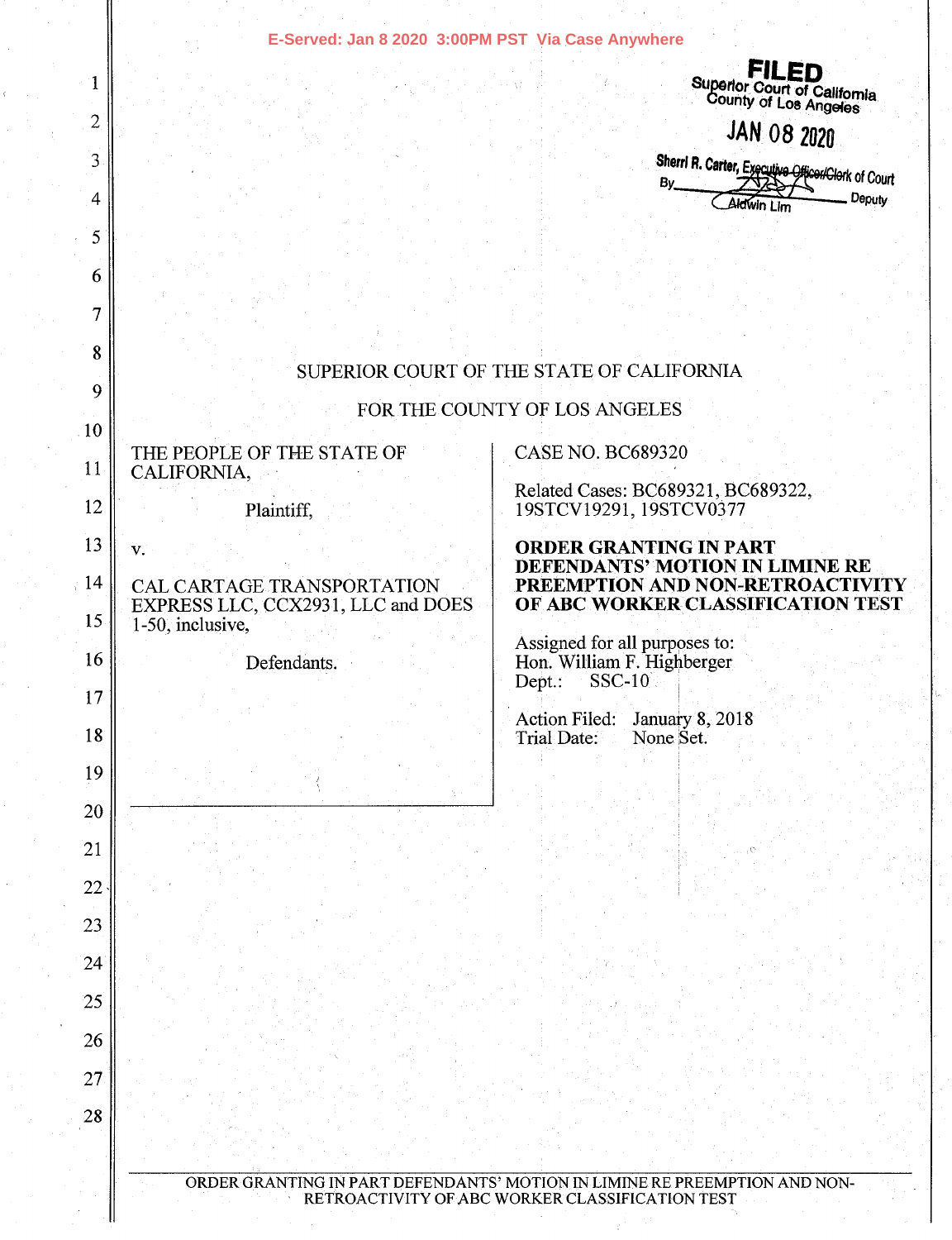E-Served: Jan 8 2020 3:00PM PST Via Case Anywhere

FILED
Superior Court of California
County of Los Angeles

JAN 08 2020

Sherri R. Carter, Executive Officer/Clerk of Court
By Aldwin Lim, Deputy

SUPERIOR COURT OF THE STATE OF CALIFORNIA

FOR THE COUNTY OF LOS ANGELES

THE PEOPLE OF THE STATE OF CALIFORNIA,

Plaintiff,

v.

CAL CARTAGE TRANSPORTATION EXPRESS LLC, CCX2931, LLC and DOES 1-50, inclusive,

Defendants.

CASE NO. BC689320

Related Cases: BC689321, BC689322, 19STCV19291, 19STCV0377

**ORDER GRANTING IN PART DEFENDANTS' MOTION IN LIMINE RE PREEMPTION AND NON-RETROACTIVITY OF ABC WORKER CLASSIFICATION TEST**

Assigned for all purposes to:
Hon. William F. Highberger
Dept.: SSC-10

Action Filed: January 8, 2018
Trial Date: None Set.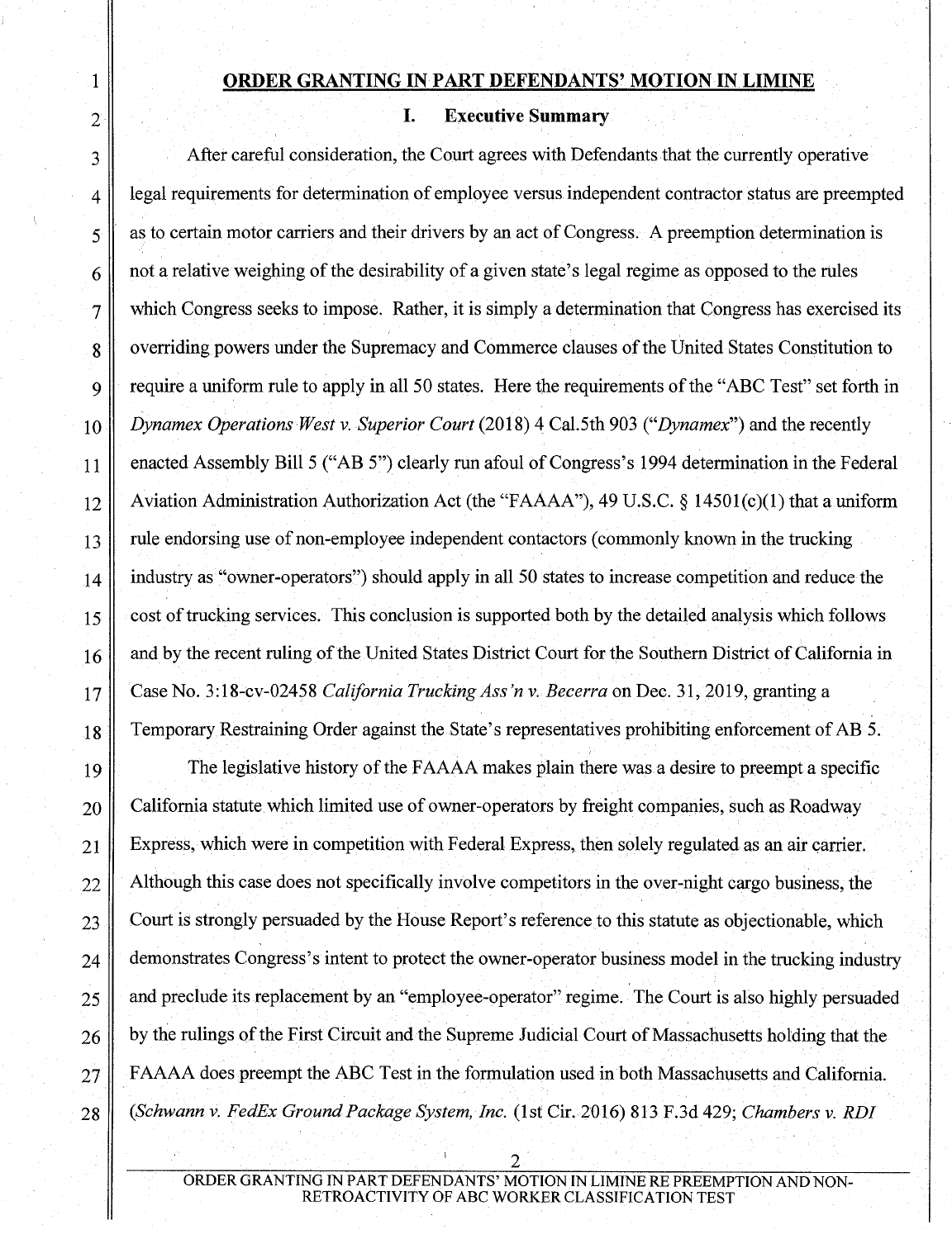## ORDER GRANTING IN PART DEFENDANTS' MOTION IN LIMINE

### I. Executive Summary

After careful consideration, the Court agrees with Defendants that the currently operative legal requirements for determination of employee versus independent contractor status are preempted as to certain motor carriers and their drivers by an act of Congress. A preemption determination is not a relative weighing of the desirability of a given state's legal regime as opposed to the rules which Congress seeks to impose. Rather, it is simply a determination that Congress has exercised its overriding powers under the Supremacy and Commerce clauses of the United States Constitution to require a uniform rule to apply in all 50 states. Here the requirements of the "ABC Test" set forth in *Dynamex Operations West v. Superior Court* (2018) 4 Cal.5th 903 ("*Dynamex*") and the recently enacted Assembly Bill 5 ("AB 5") clearly run afoul of Congress's 1994 determination in the Federal Aviation Administration Authorization Act (the "FAAAA"), 49 U.S.C. § 14501(c)(1) that a uniform rule endorsing use of non-employee independent contactors (commonly known in the trucking industry as "owner-operators") should apply in all 50 states to increase competition and reduce the cost of trucking services. This conclusion is supported both by the detailed analysis which follows and by the recent ruling of the United States District Court for the Southern District of California in Case No. 3:18-cv-02458 *California Trucking Ass'n v. Becerra* on Dec. 31, 2019, granting a Temporary Restraining Order against the State's representatives prohibiting enforcement of AB 5.

The legislative history of the FAAAA makes plain there was a desire to preempt a specific California statute which limited use of owner-operators by freight companies, such as Roadway Express, which were in competition with Federal Express, then solely regulated as an air carrier. Although this case does not specifically involve competitors in the over-night cargo business, the Court is strongly persuaded by the House Report's reference to this statute as objectionable, which demonstrates Congress's intent to protect the owner-operator business model in the trucking industry and preclude its replacement by an "employee-operator" regime. The Court is also highly persuaded by the rulings of the First Circuit and the Supreme Judicial Court of Massachusetts holding that the FAAAA does preempt the ABC Test in the formulation used in both Massachusetts and California. (*Schwann v. FedEx Ground Package System, Inc.* (1st Cir. 2016) 813 F.3d 429; *Chambers v. RDI*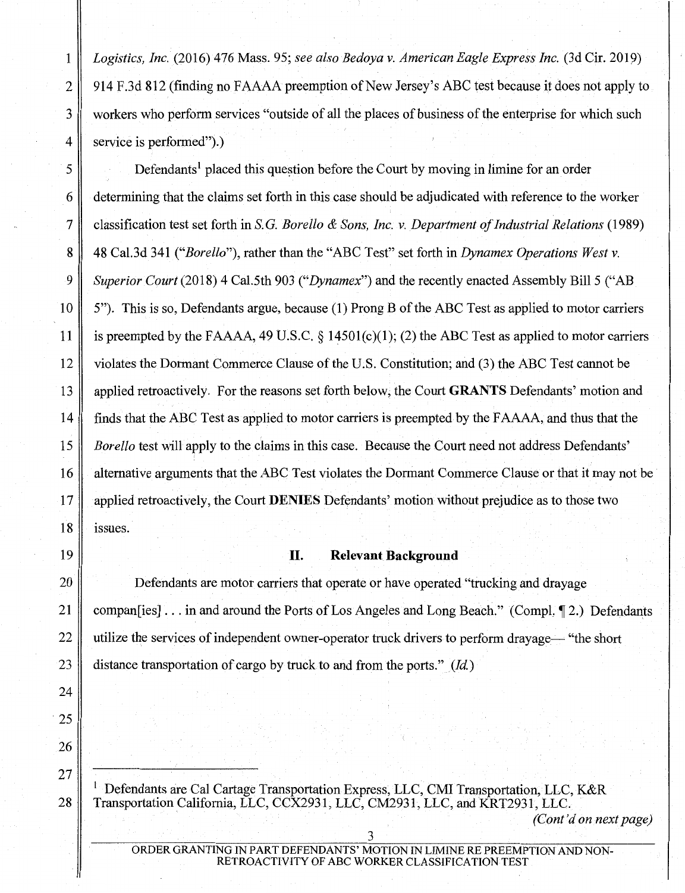*Logistics, Inc.* (2016) 476 Mass. 95; *see also Bedoya v. American Eagle Express Inc.* (3d Cir. 2019) 914 F.3d 812 (finding no FAAAA preemption of New Jersey's ABC test because it does not apply to workers who perform services "outside of all the places of business of the enterprise for which such service is performed").)

Defendants[1] placed this question before the Court by moving in limine for an order determining that the claims set forth in this case should be adjudicated with reference to the worker classification test set forth in *S.G. Borello & Sons, Inc. v. Department of Industrial Relations* (1989) 48 Cal.3d 341 ("*Borello*"), rather than the "ABC Test" set forth in *Dynamex Operations West v. Superior Court* (2018) 4 Cal.5th 903 ("*Dynamex*") and the recently enacted Assembly Bill 5 ("AB 5"). This is so, Defendants argue, because (1) Prong B of the ABC Test as applied to motor carriers is preempted by the FAAAA, 49 U.S.C. § 14501(c)(1); (2) the ABC Test as applied to motor carriers violates the Dormant Commerce Clause of the U.S. Constitution; and (3) the ABC Test cannot be applied retroactively. For the reasons set forth below, the Court **GRANTS** Defendants' motion and finds that the ABC Test as applied to motor carriers is preempted by the FAAAA, and thus that the *Borello* test will apply to the claims in this case. Because the Court need not address Defendants' alternative arguments that the ABC Test violates the Dormant Commerce Clause or that it may not be applied retroactively, the Court **DENIES** Defendants' motion without prejudice as to those two issues.

## II. Relevant Background

Defendants are motor carriers that operate or have operated "trucking and drayage compan[ies] . . . in and around the Ports of Los Angeles and Long Beach." (Compl. ¶ 2.) Defendants utilize the services of independent owner-operator truck drivers to perform drayage— "the short distance transportation of cargo by truck to and from the ports." (*Id.*)

---

[1] Defendants are Cal Cartage Transportation Express, LLC, CMI Transportation, LLC, K&R Transportation California, LLC, CCX2931, LLC, CM2931, LLC, and KRT2931, LLC.

*(Cont'd on next page)*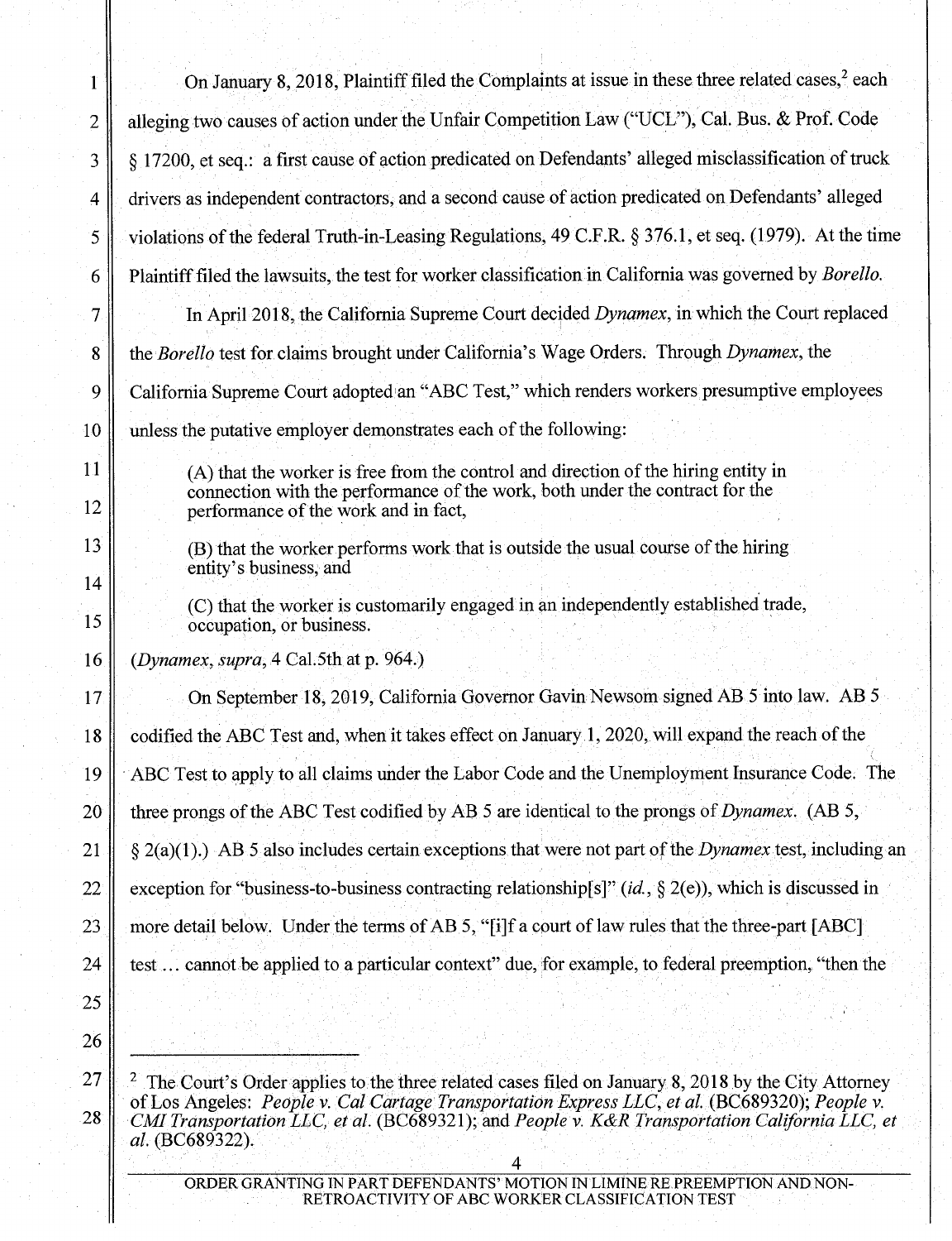On January 8, 2018, Plaintiff filed the Complaints at issue in these three related cases,[2] each alleging two causes of action under the Unfair Competition Law ("UCL"), Cal. Bus. & Prof. Code § 17200, et seq.: a first cause of action predicated on Defendants' alleged misclassification of truck drivers as independent contractors, and a second cause of action predicated on Defendants' alleged violations of the federal Truth-in-Leasing Regulations, 49 C.F.R. § 376.1, et seq. (1979). At the time Plaintiff filed the lawsuits, the test for worker classification in California was governed by *Borello*.

In April 2018, the California Supreme Court decided *Dynamex*, in which the Court replaced the *Borello* test for claims brought under California's Wage Orders. Through *Dynamex*, the California Supreme Court adopted an "ABC Test," which renders workers presumptive employees unless the putative employer demonstrates each of the following:

> (A) that the worker is free from the control and direction of the hiring entity in connection with the performance of the work, both under the contract for the performance of the work and in fact,
>
> (B) that the worker performs work that is outside the usual course of the hiring entity's business, and
>
> (C) that the worker is customarily engaged in an independently established trade, occupation, or business.

(*Dynamex*, *supra*, 4 Cal.5th at p. 964.)

On September 18, 2019, California Governor Gavin Newsom signed AB 5 into law. AB 5 codified the ABC Test and, when it takes effect on January 1, 2020, will expand the reach of the ABC Test to apply to all claims under the Labor Code and the Unemployment Insurance Code. The three prongs of the ABC Test codified by AB 5 are identical to the prongs of *Dynamex*. (AB 5, § 2(a)(1).) AB 5 also includes certain exceptions that were not part of the *Dynamex* test, including an exception for "business-to-business contracting relationship[s]" (*id.*, § 2(e)), which is discussed in more detail below. Under the terms of AB 5, "[i]f a court of law rules that the three-part [ABC] test ... cannot be applied to a particular context" due, for example, to federal preemption, "then the

---

[2] The Court's Order applies to the three related cases filed on January 8, 2018 by the City Attorney of Los Angeles: *People v. Cal Cartage Transportation Express LLC, et al.* (BC689320); *People v. CMI Transportation LLC, et al.* (BC689321); and *People v. K&R Transportation California LLC, et al.* (BC689322).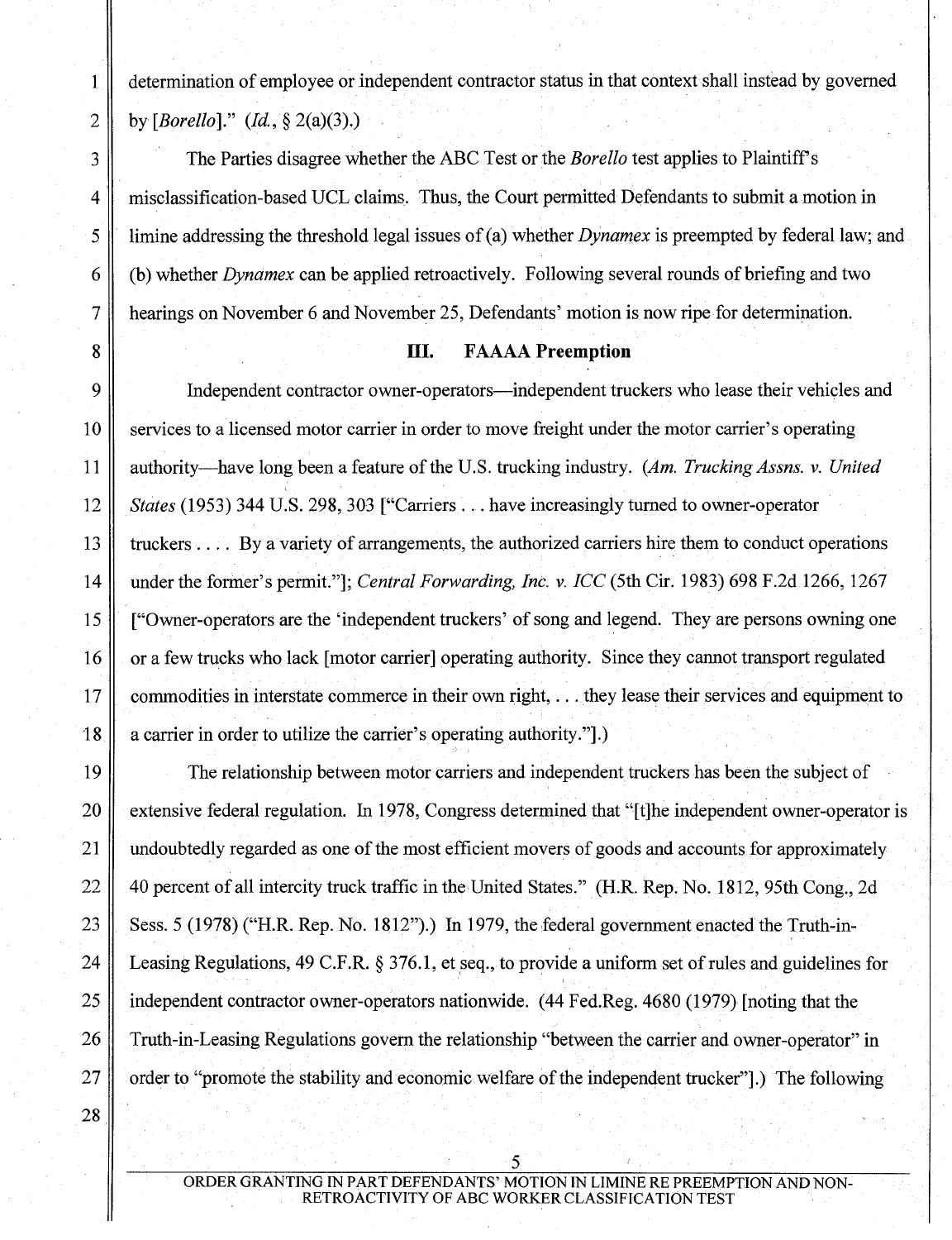determination of employee or independent contractor status in that context shall instead by governed by [*Borello*]." (*Id.*, § 2(a)(3).)

The Parties disagree whether the ABC Test or the *Borello* test applies to Plaintiff's misclassification-based UCL claims. Thus, the Court permitted Defendants to submit a motion in limine addressing the threshold legal issues of (a) whether *Dynamex* is preempted by federal law; and (b) whether *Dynamex* can be applied retroactively. Following several rounds of briefing and two hearings on November 6 and November 25, Defendants' motion is now ripe for determination.

## III. FAAAA Preemption

Independent contractor owner-operators—independent truckers who lease their vehicles and services to a licensed motor carrier in order to move freight under the motor carrier's operating authority—have long been a feature of the U.S. trucking industry. (*Am. Trucking Assns. v. United States* (1953) 344 U.S. 298, 303 ["Carriers . . . have increasingly turned to owner-operator truckers . . . . By a variety of arrangements, the authorized carriers hire them to conduct operations under the former's permit."]; *Central Forwarding, Inc. v. ICC* (5th Cir. 1983) 698 F.2d 1266, 1267 ["Owner-operators are the 'independent truckers' of song and legend. They are persons owning one or a few trucks who lack [motor carrier] operating authority. Since they cannot transport regulated commodities in interstate commerce in their own right, . . . they lease their services and equipment to a carrier in order to utilize the carrier's operating authority."].)

The relationship between motor carriers and independent truckers has been the subject of extensive federal regulation. In 1978, Congress determined that "[t]he independent owner-operator is undoubtedly regarded as one of the most efficient movers of goods and accounts for approximately 40 percent of all intercity truck traffic in the United States." (H.R. Rep. No. 1812, 95th Cong., 2d Sess. 5 (1978) ("H.R. Rep. No. 1812").) In 1979, the federal government enacted the Truth-in-Leasing Regulations, 49 C.F.R. § 376.1, et seq., to provide a uniform set of rules and guidelines for independent contractor owner-operators nationwide. (44 Fed.Reg. 4680 (1979) [noting that the Truth-in-Leasing Regulations govern the relationship "between the carrier and owner-operator" in order to "promote the stability and economic welfare of the independent trucker"].) The following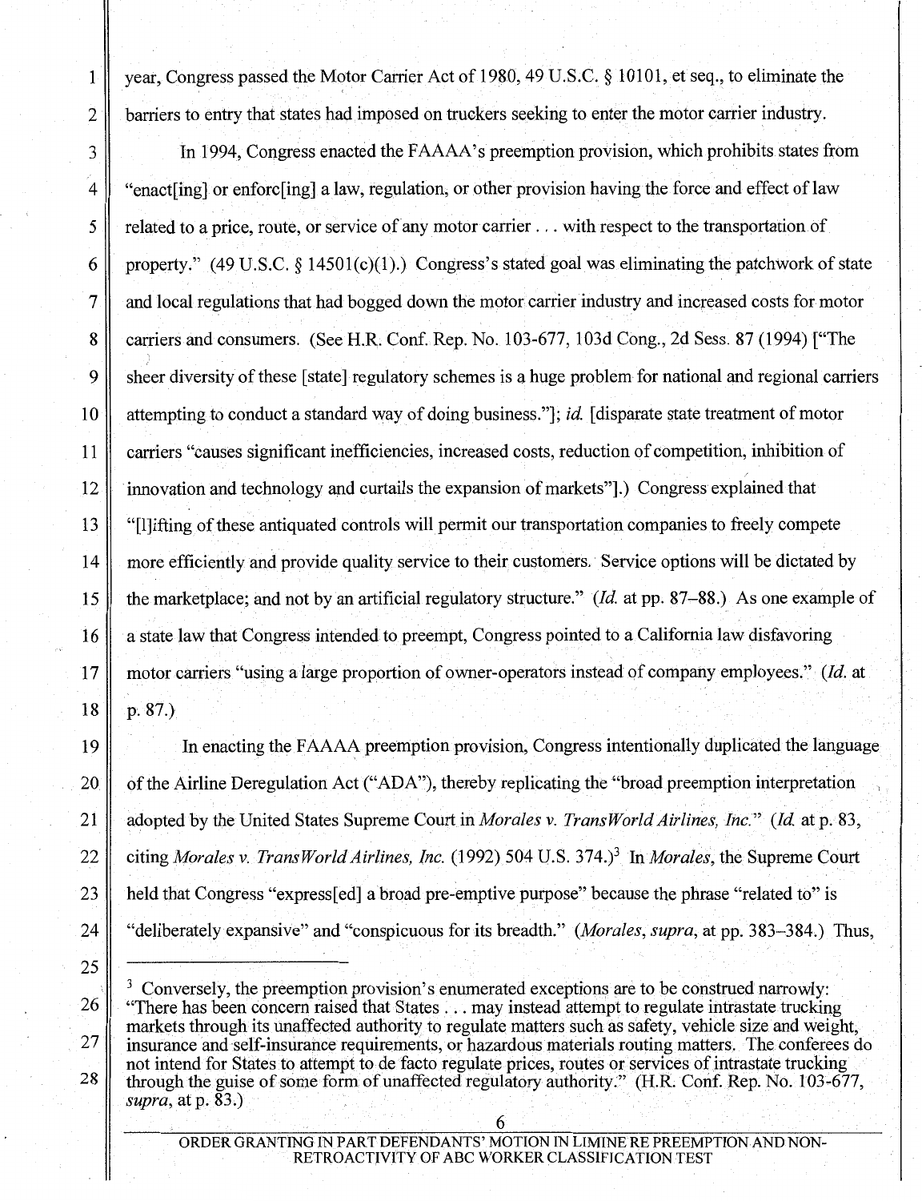year, Congress passed the Motor Carrier Act of 1980, 49 U.S.C. § 10101, et seq., to eliminate the barriers to entry that states had imposed on truckers seeking to enter the motor carrier industry.

In 1994, Congress enacted the FAAAA's preemption provision, which prohibits states from "enact[ing] or enforc[ing] a law, regulation, or other provision having the force and effect of law related to a price, route, or service of any motor carrier . . . with respect to the transportation of property." (49 U.S.C. § 14501(c)(1).) Congress's stated goal was eliminating the patchwork of state and local regulations that had bogged down the motor carrier industry and increased costs for motor carriers and consumers. (See H.R. Conf. Rep. No. 103-677, 103d Cong., 2d Sess. 87 (1994) ["The sheer diversity of these [state] regulatory schemes is a huge problem for national and regional carriers attempting to conduct a standard way of doing business."]; *id.* [disparate state treatment of motor carriers "causes significant inefficiencies, increased costs, reduction of competition, inhibition of innovation and technology and curtails the expansion of markets"].) Congress explained that "[l]ifting of these antiquated controls will permit our transportation companies to freely compete more efficiently and provide quality service to their customers. Service options will be dictated by the marketplace; and not by an artificial regulatory structure." (*Id.* at pp. 87–88.) As one example of a state law that Congress intended to preempt, Congress pointed to a California law disfavoring motor carriers "using a large proportion of owner-operators instead of company employees." (*Id.* at p. 87.)

In enacting the FAAAA preemption provision, Congress intentionally duplicated the language of the Airline Deregulation Act ("ADA"), thereby replicating the "broad preemption interpretation adopted by the United States Supreme Court in *Morales v. TransWorld Airlines, Inc.*" (*Id.* at p. 83, citing *Morales v. TransWorld Airlines, Inc.* (1992) 504 U.S. 374.)[3] In *Morales*, the Supreme Court held that Congress "express[ed] a broad pre-emptive purpose" because the phrase "related to" is "deliberately expansive" and "conspicuous for its breadth." (*Morales*, *supra*, at pp. 383–384.) Thus,

---

[3] Conversely, the preemption provision's enumerated exceptions are to be construed narrowly: "There has been concern raised that States . . . may instead attempt to regulate intrastate trucking markets through its unaffected authority to regulate matters such as safety, vehicle size and weight, insurance and self-insurance requirements, or hazardous materials routing matters. The conferees do not intend for States to attempt to de facto regulate prices, routes or services of intrastate trucking through the guise of some form of unaffected regulatory authority." (H.R. Conf. Rep. No. 103-677, *supra*, at p. 83.)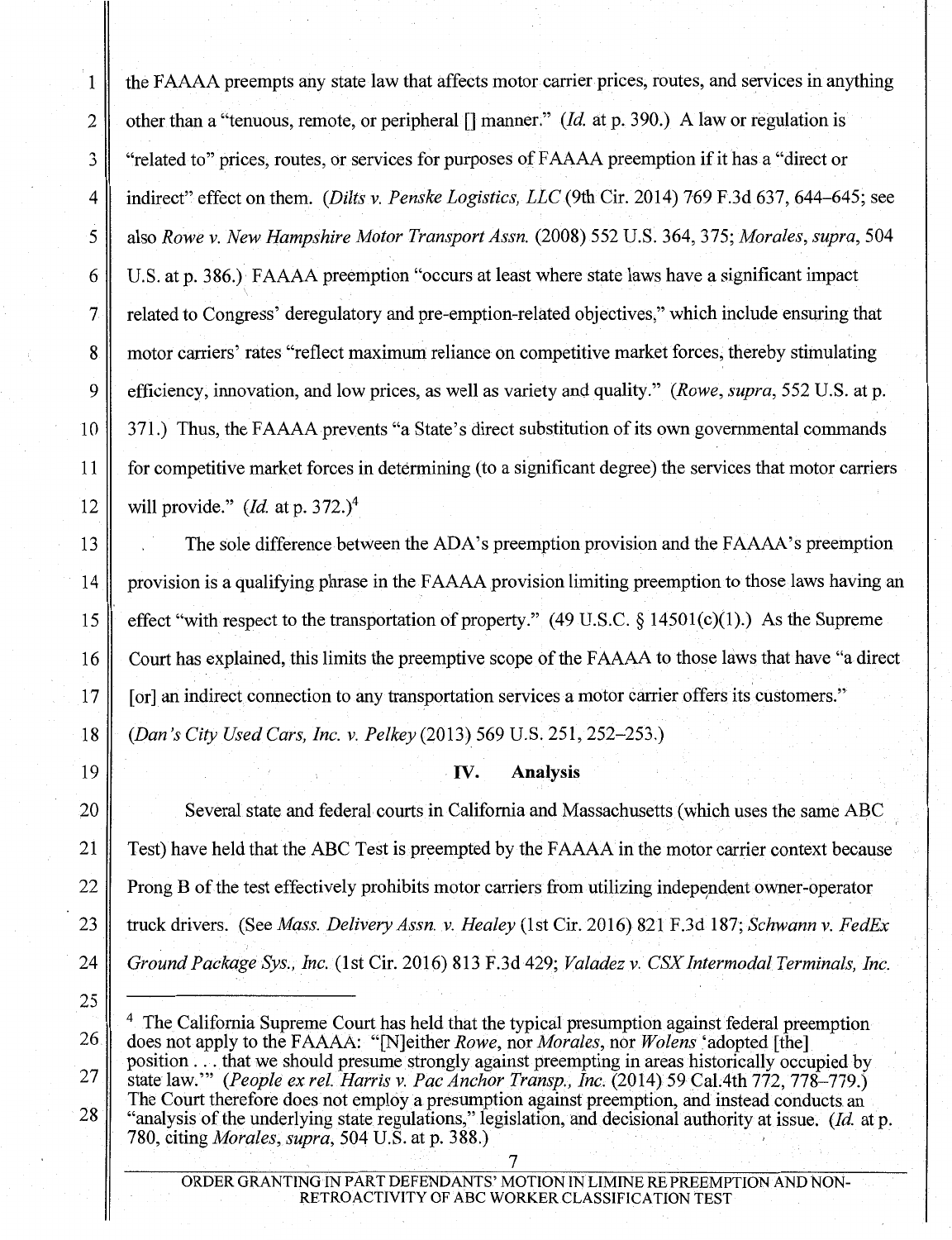the FAAAA preempts any state law that affects motor carrier prices, routes, and services in anything other than a "tenuous, remote, or peripheral [] manner." (*Id.* at p. 390.) A law or regulation is "related to" prices, routes, or services for purposes of FAAAA preemption if it has a "direct or indirect" effect on them. (*Dilts v. Penske Logistics, LLC* (9th Cir. 2014) 769 F.3d 637, 644–645; see also *Rowe v. New Hampshire Motor Transport Assn.* (2008) 552 U.S. 364, 375; *Morales, supra*, 504 U.S. at p. 386.) FAAAA preemption "occurs at least where state laws have a significant impact related to Congress' deregulatory and pre-emption-related objectives," which include ensuring that motor carriers' rates "reflect maximum reliance on competitive market forces, thereby stimulating efficiency, innovation, and low prices, as well as variety and quality." (*Rowe, supra*, 552 U.S. at p. 371.) Thus, the FAAAA prevents "a State's direct substitution of its own governmental commands for competitive market forces in determining (to a significant degree) the services that motor carriers will provide." (*Id.* at p. 372.)[4]

The sole difference between the ADA's preemption provision and the FAAAA's preemption provision is a qualifying phrase in the FAAAA provision limiting preemption to those laws having an effect "with respect to the transportation of property." (49 U.S.C. § 14501(c)(1).) As the Supreme Court has explained, this limits the preemptive scope of the FAAAA to those laws that have "a direct [or] an indirect connection to any transportation services a motor carrier offers its customers." (*Dan's City Used Cars, Inc. v. Pelkey* (2013) 569 U.S. 251, 252–253.)

## IV. Analysis

Several state and federal courts in California and Massachusetts (which uses the same ABC Test) have held that the ABC Test is preempted by the FAAAA in the motor carrier context because Prong B of the test effectively prohibits motor carriers from utilizing independent owner-operator truck drivers. (See *Mass. Delivery Assn. v. Healey* (1st Cir. 2016) 821 F.3d 187; *Schwann v. FedEx Ground Package Sys., Inc.* (1st Cir. 2016) 813 F.3d 429; *Valadez v. CSX Intermodal Terminals, Inc.*

---

[4] The California Supreme Court has held that the typical presumption against federal preemption does not apply to the FAAAA: "[N]either *Rowe*, nor *Morales*, nor *Wolens* 'adopted [the] position . . . that we should presume strongly against preempting in areas historically occupied by state law.'" (*People ex rel. Harris v. Pac Anchor Transp., Inc.* (2014) 59 Cal.4th 772, 778–779.) The Court therefore does not employ a presumption against preemption, and instead conducts an "analysis of the underlying state regulations," legislation, and decisional authority at issue. (*Id.* at p. 780, citing *Morales, supra*, 504 U.S. at p. 388.)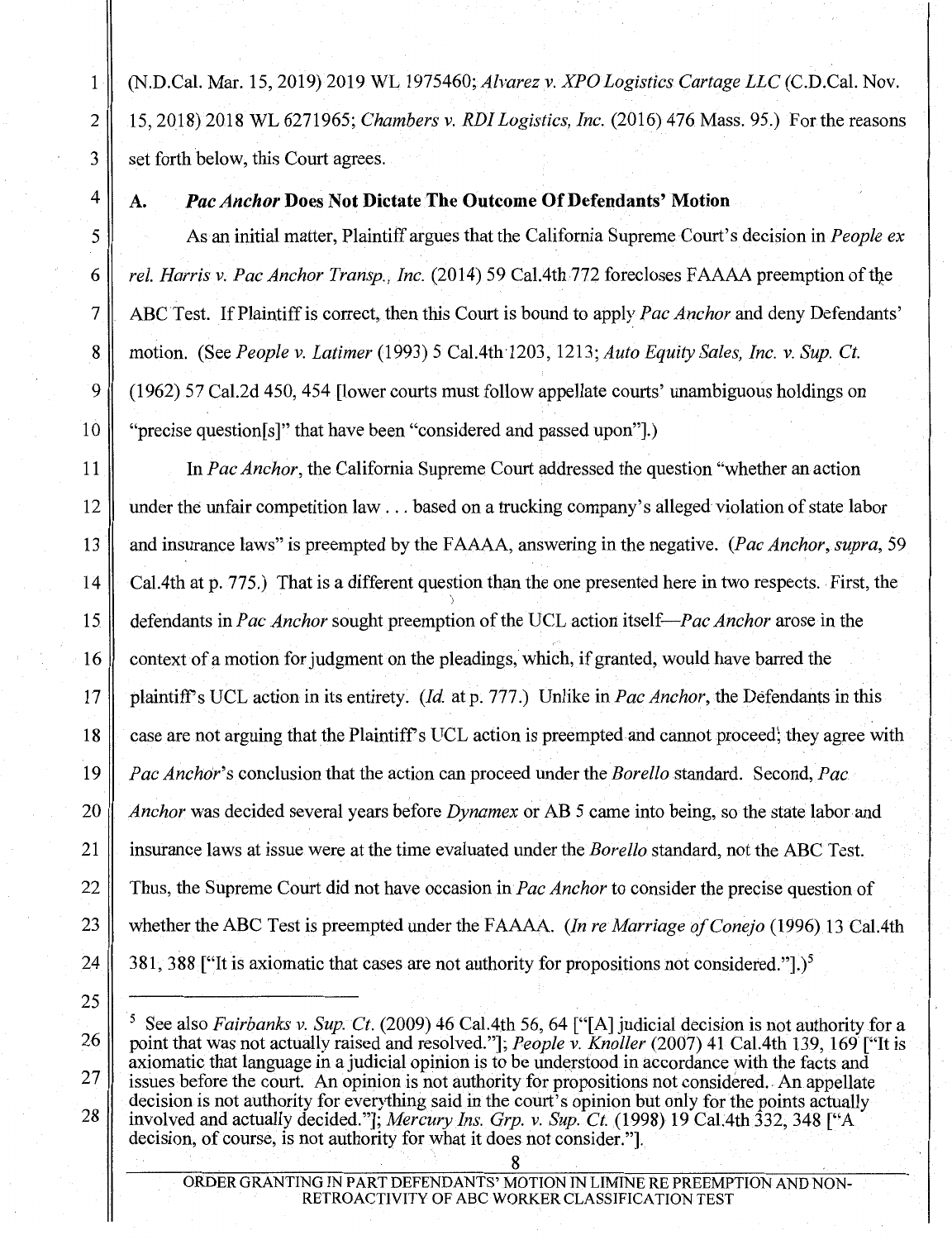(N.D.Cal. Mar. 15, 2019) 2019 WL 1975460; *Alvarez v. XPO Logistics Cartage LLC* (C.D.Cal. Nov. 15, 2018) 2018 WL 6271965; *Chambers v. RDI Logistics, Inc.* (2016) 476 Mass. 95.) For the reasons set forth below, this Court agrees.

### A. *Pac Anchor* Does Not Dictate The Outcome Of Defendants' Motion

As an initial matter, Plaintiff argues that the California Supreme Court's decision in *People ex rel. Harris v. Pac Anchor Transp., Inc.* (2014) 59 Cal.4th 772 forecloses FAAAA preemption of the ABC Test. If Plaintiff is correct, then this Court is bound to apply *Pac Anchor* and deny Defendants' motion. (See *People v. Latimer* (1993) 5 Cal.4th 1203, 1213; *Auto Equity Sales, Inc. v. Sup. Ct.* (1962) 57 Cal.2d 450, 454 [lower courts must follow appellate courts' unambiguous holdings on "precise question[s]" that have been "considered and passed upon"].)

In *Pac Anchor*, the California Supreme Court addressed the question "whether an action under the unfair competition law . . . based on a trucking company's alleged violation of state labor and insurance laws" is preempted by the FAAAA, answering in the negative. (*Pac Anchor*, *supra*, 59 Cal.4th at p. 775.) That is a different question than the one presented here in two respects. First, the defendants in *Pac Anchor* sought preemption of the UCL action itself—*Pac Anchor* arose in the context of a motion for judgment on the pleadings, which, if granted, would have barred the plaintiff's UCL action in its entirety. (*Id.* at p. 777.) Unlike in *Pac Anchor*, the Defendants in this case are not arguing that the Plaintiff's UCL action is preempted and cannot proceed; they agree with *Pac Anchor*'s conclusion that the action can proceed under the *Borello* standard. Second, *Pac Anchor* was decided several years before *Dynamex* or AB 5 came into being, so the state labor and insurance laws at issue were at the time evaluated under the *Borello* standard, not the ABC Test. Thus, the Supreme Court did not have occasion in *Pac Anchor* to consider the precise question of whether the ABC Test is preempted under the FAAAA. (*In re Marriage of Conejo* (1996) 13 Cal.4th 381, 388 ["It is axiomatic that cases are not authority for propositions not considered."].)[5]

---

[5] See also *Fairbanks v. Sup. Ct.* (2009) 46 Cal.4th 56, 64 ["[A] judicial decision is not authority for a point that was not actually raised and resolved."]; *People v. Knoller* (2007) 41 Cal.4th 139, 169 ["It is axiomatic that language in a judicial opinion is to be understood in accordance with the facts and issues before the court. An opinion is not authority for propositions not considered. An appellate decision is not authority for everything said in the court's opinion but only for the points actually involved and actually decided."]; *Mercury Ins. Grp. v. Sup. Ct.* (1998) 19 Cal.4th 332, 348 ["A decision, of course, is not authority for what it does not consider."].

ORDER GRANTING IN PART DEFENDANTS' MOTION IN LIMINE RE PREEMPTION AND NON-RETROACTIVITY OF ABC WORKER CLASSIFICATION TEST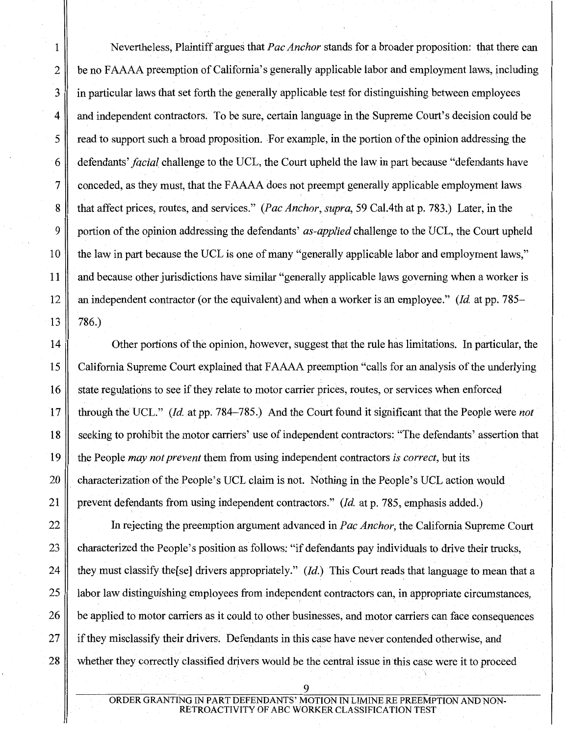Nevertheless, Plaintiff argues that *Pac Anchor* stands for a broader proposition: that there can be no FAAAA preemption of California's generally applicable labor and employment laws, including in particular laws that set forth the generally applicable test for distinguishing between employees and independent contractors. To be sure, certain language in the Supreme Court's decision could be read to support such a broad proposition. For example, in the portion of the opinion addressing the defendants' *facial* challenge to the UCL, the Court upheld the law in part because "defendants have conceded, as they must, that the FAAAA does not preempt generally applicable employment laws that affect prices, routes, and services." (*Pac Anchor, supra,* 59 Cal.4th at p. 783.) Later, in the portion of the opinion addressing the defendants' *as-applied* challenge to the UCL, the Court upheld the law in part because the UCL is one of many "generally applicable labor and employment laws," and because other jurisdictions have similar "generally applicable laws governing when a worker is an independent contractor (or the equivalent) and when a worker is an employee." (*Id.* at pp. 785–786.)

Other portions of the opinion, however, suggest that the rule has limitations. In particular, the California Supreme Court explained that FAAAA preemption "calls for an analysis of the underlying state regulations to see if they relate to motor carrier prices, routes, or services when enforced through the UCL." (*Id.* at pp. 784–785.) And the Court found it significant that the People were *not* seeking to prohibit the motor carriers' use of independent contractors: "The defendants' assertion that the People *may not prevent* them from using independent contractors *is correct*, but its characterization of the People's UCL claim is not. Nothing in the People's UCL action would prevent defendants from using independent contractors." (*Id.* at p. 785, emphasis added.)

In rejecting the preemption argument advanced in *Pac Anchor,* the California Supreme Court characterized the People's position as follows: "if defendants pay individuals to drive their trucks, they must classify the[se] drivers appropriately." (*Id.*) This Court reads that language to mean that a labor law distinguishing employees from independent contractors can, in appropriate circumstances, be applied to motor carriers as it could to other businesses, and motor carriers can face consequences if they misclassify their drivers. Defendants in this case have never contended otherwise, and whether they correctly classified drivers would be the central issue in this case were it to proceed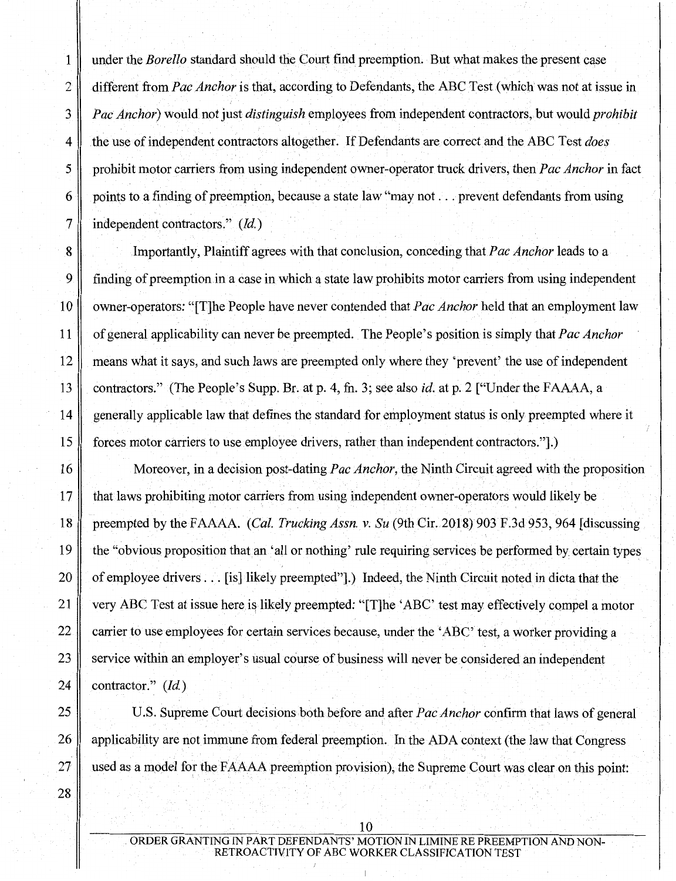under the *Borello* standard should the Court find preemption. But what makes the present case different from *Pac Anchor* is that, according to Defendants, the ABC Test (which was not at issue in *Pac Anchor*) would not just *distinguish* employees from independent contractors, but would *prohibit* the use of independent contractors altogether. If Defendants are correct and the ABC Test *does* prohibit motor carriers from using independent owner-operator truck drivers, then *Pac Anchor* in fact points to a finding of preemption, because a state law "may not . . . prevent defendants from using independent contractors." (*Id.*)

Importantly, Plaintiff agrees with that conclusion, conceding that *Pac Anchor* leads to a finding of preemption in a case in which a state law prohibits motor carriers from using independent owner-operators: "[T]he People have never contended that *Pac Anchor* held that an employment law of general applicability can never be preempted. The People's position is simply that *Pac Anchor* means what it says, and such laws are preempted only where they 'prevent' the use of independent contractors." (The People's Supp. Br. at p. 4, fn. 3; see also *id.* at p. 2 ["Under the FAAAA, a generally applicable law that defines the standard for employment status is only preempted where it forces motor carriers to use employee drivers, rather than independent contractors."].)

Moreover, in a decision post-dating *Pac Anchor*, the Ninth Circuit agreed with the proposition that laws prohibiting motor carriers from using independent owner-operators would likely be preempted by the FAAAA. (*Cal. Trucking Assn. v. Su* (9th Cir. 2018) 903 F.3d 953, 964 [discussing the "obvious proposition that an 'all or nothing' rule requiring services be performed by certain types of employee drivers . . . [is] likely preempted"].) Indeed, the Ninth Circuit noted in dicta that the very ABC Test at issue here is likely preempted: "[T]he 'ABC' test may effectively compel a motor carrier to use employees for certain services because, under the 'ABC' test, a worker providing a service within an employer's usual course of business will never be considered an independent contractor." (*Id.*)

U.S. Supreme Court decisions both before and after *Pac Anchor* confirm that laws of general applicability are not immune from federal preemption. In the ADA context (the law that Congress used as a model for the FAAAA preemption provision), the Supreme Court was clear on this point: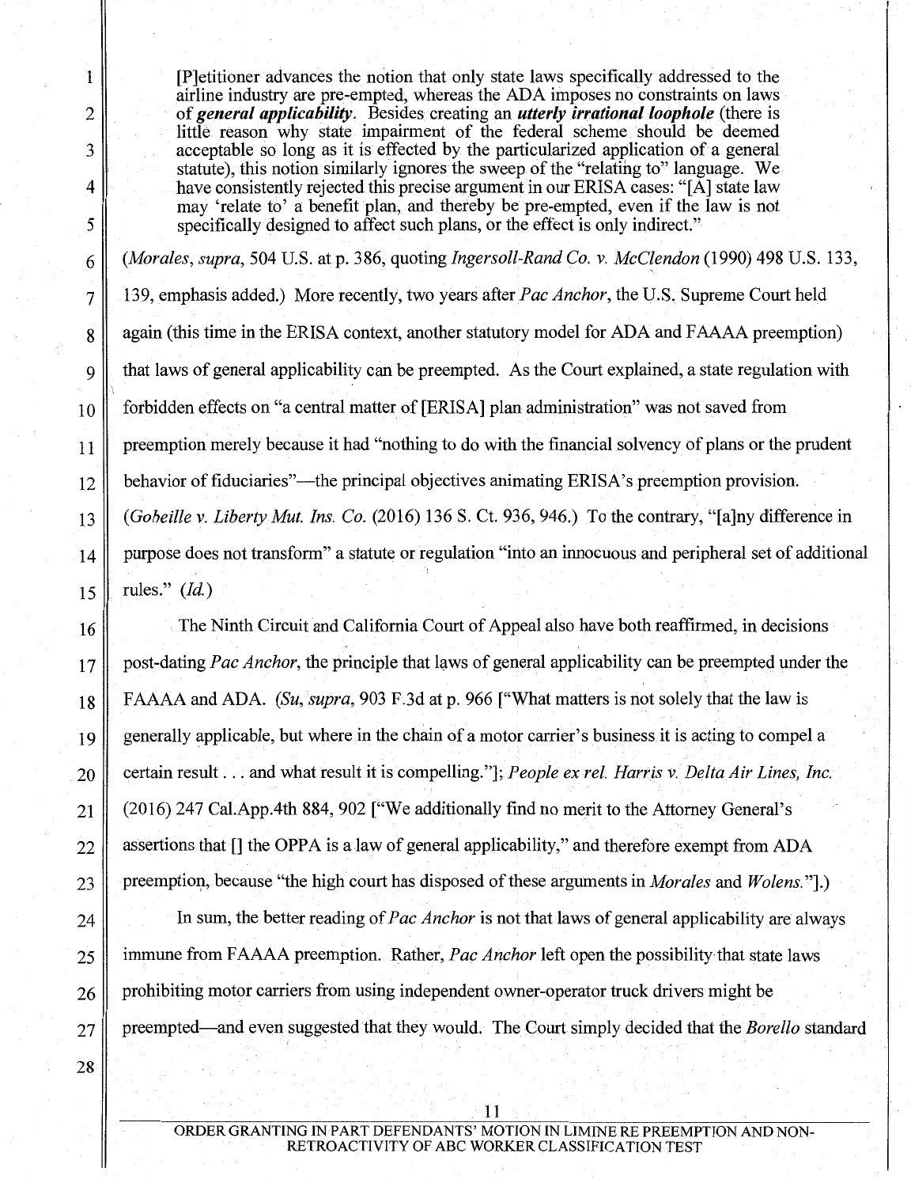> [P]etitioner advances the notion that only state laws specifically addressed to the airline industry are pre-empted, whereas the ADA imposes no constraints on laws of ***general applicability***. Besides creating an ***utterly irrational loophole*** (there is little reason why state impairment of the federal scheme should be deemed acceptable so long as it is effected by the particularized application of a general statute), this notion similarly ignores the sweep of the "relating to" language. We have consistently rejected this precise argument in our ERISA cases: "[A] state law may 'relate to' a benefit plan, and thereby be pre-empted, even if the law is not specifically designed to affect such plans, or the effect is only indirect."

(*Morales*, *supra*, 504 U.S. at p. 386, quoting *Ingersoll-Rand Co. v. McClendon* (1990) 498 U.S. 133, 139, emphasis added.) More recently, two years after *Pac Anchor*, the U.S. Supreme Court held again (this time in the ERISA context, another statutory model for ADA and FAAAA preemption) that laws of general applicability can be preempted. As the Court explained, a state regulation with forbidden effects on "a central matter of [ERISA] plan administration" was not saved from preemption merely because it had "nothing to do with the financial solvency of plans or the prudent behavior of fiduciaries"—the principal objectives animating ERISA's preemption provision. (*Gobeille v. Liberty Mut. Ins. Co.* (2016) 136 S. Ct. 936, 946.) To the contrary, "[a]ny difference in purpose does not transform" a statute or regulation "into an innocuous and peripheral set of additional rules." (*Id.*)

The Ninth Circuit and California Court of Appeal also have both reaffirmed, in decisions post-dating *Pac Anchor*, the principle that laws of general applicability can be preempted under the FAAAA and ADA. (*Su*, *supra*, 903 F.3d at p. 966 ["What matters is not solely that the law is generally applicable, but where in the chain of a motor carrier's business it is acting to compel a certain result . . . and what result it is compelling."]; *People ex rel. Harris v. Delta Air Lines, Inc.* (2016) 247 Cal.App.4th 884, 902 ["We additionally find no merit to the Attorney General's assertions that [] the OPPA is a law of general applicability," and therefore exempt from ADA preemption, because "the high court has disposed of these arguments in *Morales* and *Wolens*."].)

In sum, the better reading of *Pac Anchor* is not that laws of general applicability are always immune from FAAAA preemption. Rather, *Pac Anchor* left open the possibility that state laws prohibiting motor carriers from using independent owner-operator truck drivers might be preempted—and even suggested that they would. The Court simply decided that the *Borello* standard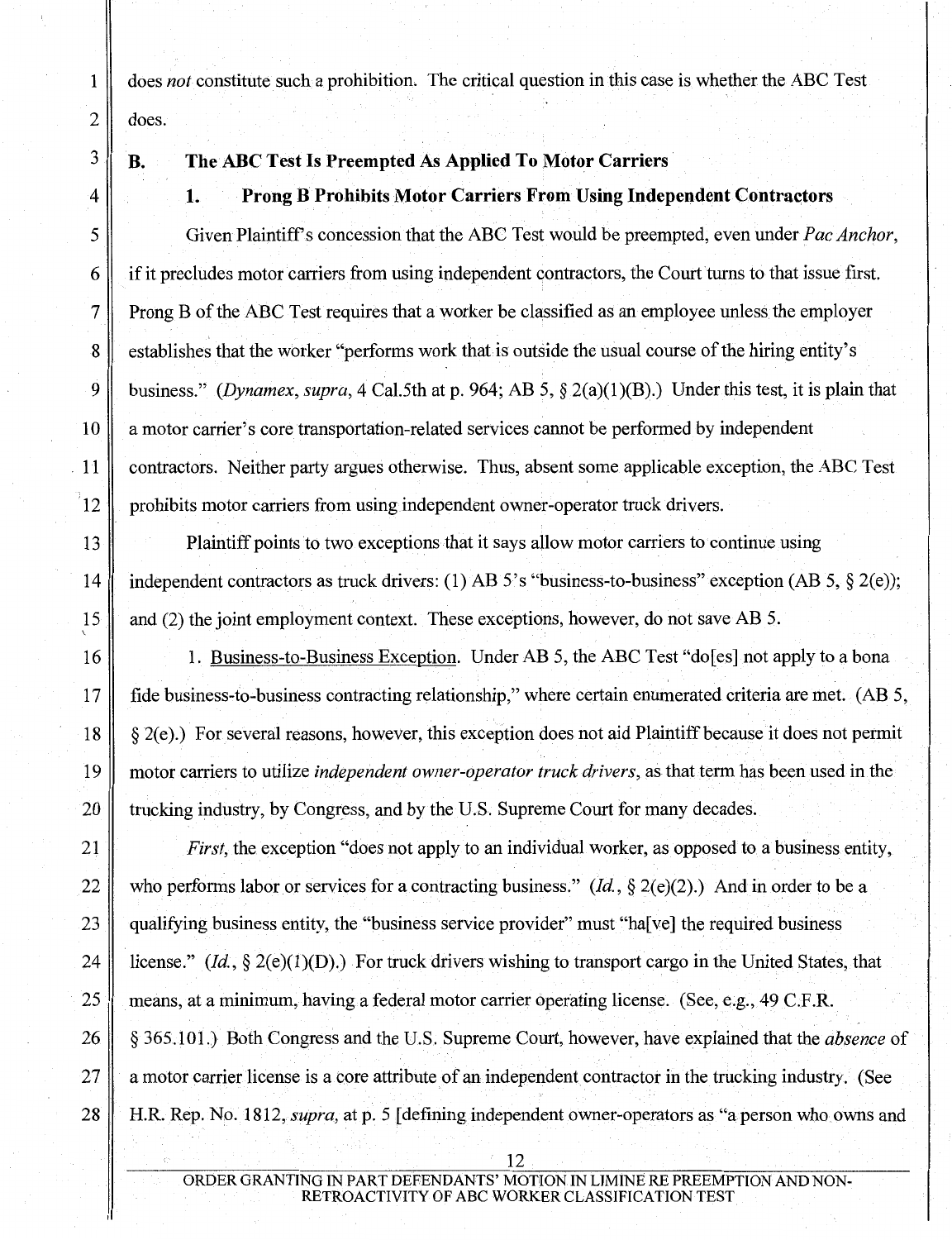does *not* constitute such a prohibition. The critical question in this case is whether the ABC Test does.

### B. The ABC Test Is Preempted As Applied To Motor Carriers

#### 1. Prong B Prohibits Motor Carriers From Using Independent Contractors

Given Plaintiff's concession that the ABC Test would be preempted, even under *Pac Anchor*, if it precludes motor carriers from using independent contractors, the Court turns to that issue first. Prong B of the ABC Test requires that a worker be classified as an employee unless the employer establishes that the worker "performs work that is outside the usual course of the hiring entity's business." (*Dynamex*, *supra*, 4 Cal.5th at p. 964; AB 5, § 2(a)(1)(B).) Under this test, it is plain that a motor carrier's core transportation-related services cannot be performed by independent contractors. Neither party argues otherwise. Thus, absent some applicable exception, the ABC Test prohibits motor carriers from using independent owner-operator truck drivers.

Plaintiff points to two exceptions that it says allow motor carriers to continue using independent contractors as truck drivers: (1) AB 5's "business-to-business" exception (AB 5, § 2(e)); and (2) the joint employment context. These exceptions, however, do not save AB 5.

1. Business-to-Business Exception. Under AB 5, the ABC Test "do[es] not apply to a bona fide business-to-business contracting relationship," where certain enumerated criteria are met. (AB 5, § 2(e).) For several reasons, however, this exception does not aid Plaintiff because it does not permit motor carriers to utilize *independent owner-operator truck drivers*, as that term has been used in the trucking industry, by Congress, and by the U.S. Supreme Court for many decades.

*First*, the exception "does not apply to an individual worker, as opposed to a business entity, who performs labor or services for a contracting business." (*Id.*, § 2(e)(2).) And in order to be a qualifying business entity, the "business service provider" must "ha[ve] the required business license." (*Id.*, § 2(e)(1)(D).) For truck drivers wishing to transport cargo in the United States, that means, at a minimum, having a federal motor carrier operating license. (See, e.g., 49 C.F.R. § 365.101.) Both Congress and the U.S. Supreme Court, however, have explained that the *absence* of a motor carrier license is a core attribute of an independent contractor in the trucking industry. (See H.R. Rep. No. 1812, *supra*, at p. 5 [defining independent owner-operators as "a person who owns and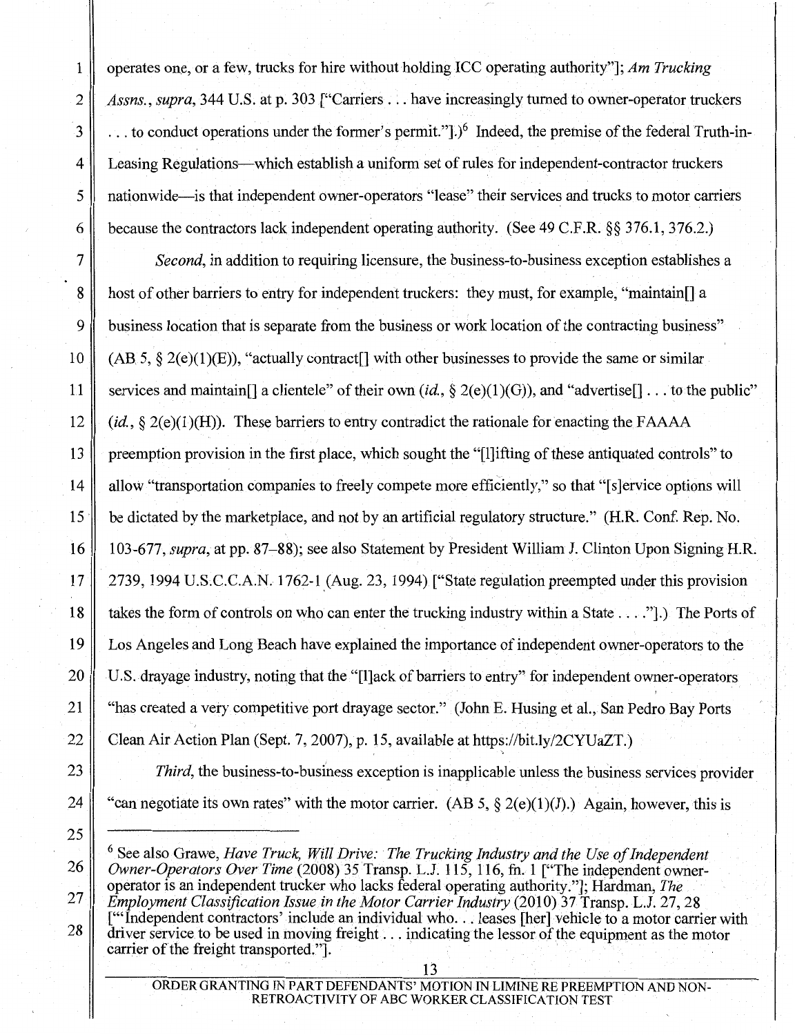operates one, or a few, trucks for hire without holding ICC operating authority"]; *Am Trucking Assns.*, *supra*, 344 U.S. at p. 303 ["Carriers . . . have increasingly turned to owner-operator truckers . . . to conduct operations under the former's permit."].)[6] Indeed, the premise of the federal Truth-in-Leasing Regulations—which establish a uniform set of rules for independent-contractor truckers nationwide—is that independent owner-operators "lease" their services and trucks to motor carriers because the contractors lack independent operating authority. (See 49 C.F.R. §§ 376.1, 376.2.)

*Second*, in addition to requiring licensure, the business-to-business exception establishes a host of other barriers to entry for independent truckers: they must, for example, "maintain[] a business location that is separate from the business or work location of the contracting business" (AB 5, § 2(e)(1)(E)), "actually contract[] with other businesses to provide the same or similar services and maintain[] a clientele" of their own (*id.*, § 2(e)(1)(G)), and "advertise[] . . . to the public" (*id.*, § 2(e)(1)(H)). These barriers to entry contradict the rationale for enacting the FAAAA preemption provision in the first place, which sought the "[l]ifting of these antiquated controls" to allow "transportation companies to freely compete more efficiently," so that "[s]ervice options will be dictated by the marketplace, and not by an artificial regulatory structure." (H.R. Conf. Rep. No. 103-677, *supra*, at pp. 87–88); see also Statement by President William J. Clinton Upon Signing H.R. 2739, 1994 U.S.C.C.A.N. 1762-1 (Aug. 23, 1994) ["State regulation preempted under this provision takes the form of controls on who can enter the trucking industry within a State . . . ."].) The Ports of Los Angeles and Long Beach have explained the importance of independent owner-operators to the U.S. drayage industry, noting that the "[l]ack of barriers to entry" for independent owner-operators "has created a very competitive port drayage sector." (John E. Husing et al., San Pedro Bay Ports Clean Air Action Plan (Sept. 7, 2007), p. 15, available at https://bit.ly/2CYUaZT.)

*Third*, the business-to-business exception is inapplicable unless the business services provider "can negotiate its own rates" with the motor carrier. (AB 5, § 2(e)(1)(J).) Again, however, this is

---

[6] See also Grawe, *Have Truck, Will Drive: The Trucking Industry and the Use of Independent Owner-Operators Over Time* (2008) 35 Transp. L.J. 115, 116, fn. 1 ["The independent owner-operator is an independent trucker who lacks federal operating authority."]; Hardman, *The Employment Classification Issue in the Motor Carrier Industry* (2010) 37 Transp. L.J. 27, 28 ["'Independent contractors' include an individual who. . . leases [her] vehicle to a motor carrier with driver service to be used in moving freight . . . indicating the lessor of the equipment as the motor carrier of the freight transported."].

ORDER GRANTING IN PART DEFENDANTS' MOTION IN LIMINE RE PREEMPTION AND NON-RETROACTIVITY OF ABC WORKER CLASSIFICATION TEST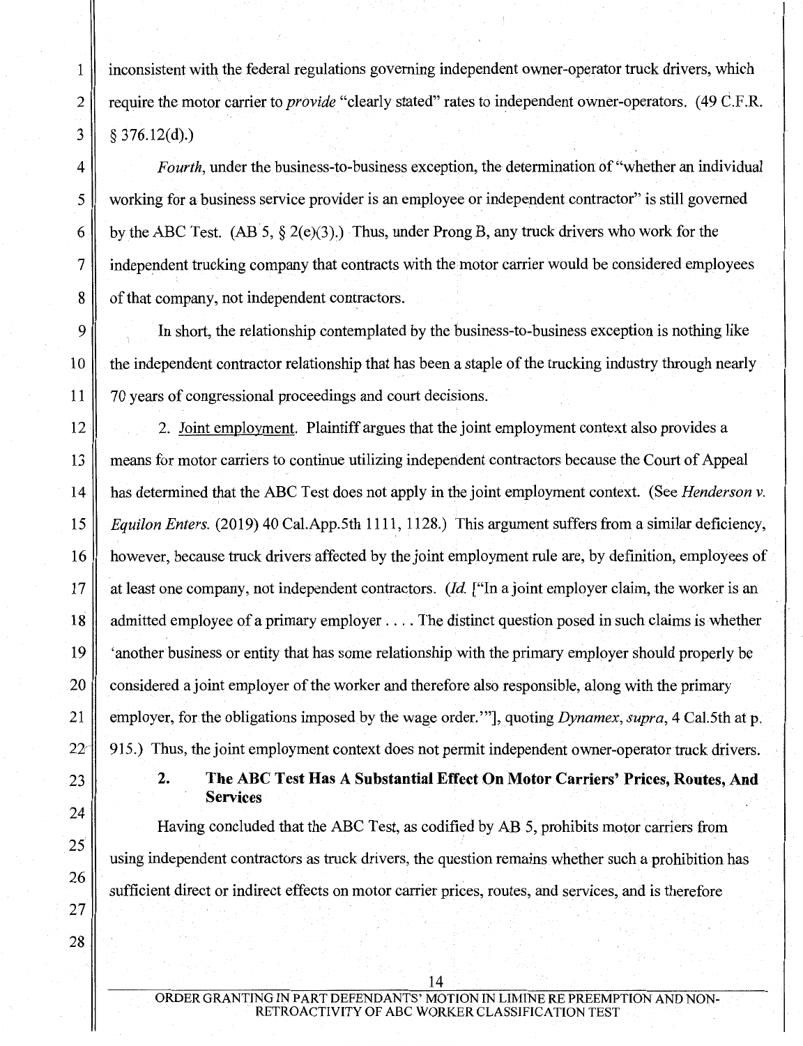inconsistent with the federal regulations governing independent owner-operator truck drivers, which require the motor carrier to *provide* "clearly stated" rates to independent owner-operators. (49 C.F.R. § 376.12(d).)

*Fourth*, under the business-to-business exception, the determination of "whether an individual working for a business service provider is an employee or independent contractor" is still governed by the ABC Test. (AB 5, § 2(e)(3).) Thus, under Prong B, any truck drivers who work for the independent trucking company that contracts with the motor carrier would be considered employees of that company, not independent contractors.

In short, the relationship contemplated by the business-to-business exception is nothing like the independent contractor relationship that has been a staple of the trucking industry through nearly 70 years of congressional proceedings and court decisions.

2. Joint employment. Plaintiff argues that the joint employment context also provides a means for motor carriers to continue utilizing independent contractors because the Court of Appeal has determined that the ABC Test does not apply in the joint employment context. (See *Henderson v. Equilon Enters.* (2019) 40 Cal.App.5th 1111, 1128.) This argument suffers from a similar deficiency, however, because truck drivers affected by the joint employment rule are, by definition, employees of at least one company, not independent contractors. (*Id.* ["In a joint employer claim, the worker is an admitted employee of a primary employer . . . . The distinct question posed in such claims is whether 'another business or entity that has some relationship with the primary employer should properly be considered a joint employer of the worker and therefore also responsible, along with the primary employer, for the obligations imposed by the wage order.'"], quoting *Dynamex*, *supra*, 4 Cal.5th at p. 915.) Thus, the joint employment context does not permit independent owner-operator truck drivers.

### 2. The ABC Test Has A Substantial Effect On Motor Carriers' Prices, Routes, And Services

Having concluded that the ABC Test, as codified by AB 5, prohibits motor carriers from using independent contractors as truck drivers, the question remains whether such a prohibition has sufficient direct or indirect effects on motor carrier prices, routes, and services, and is therefore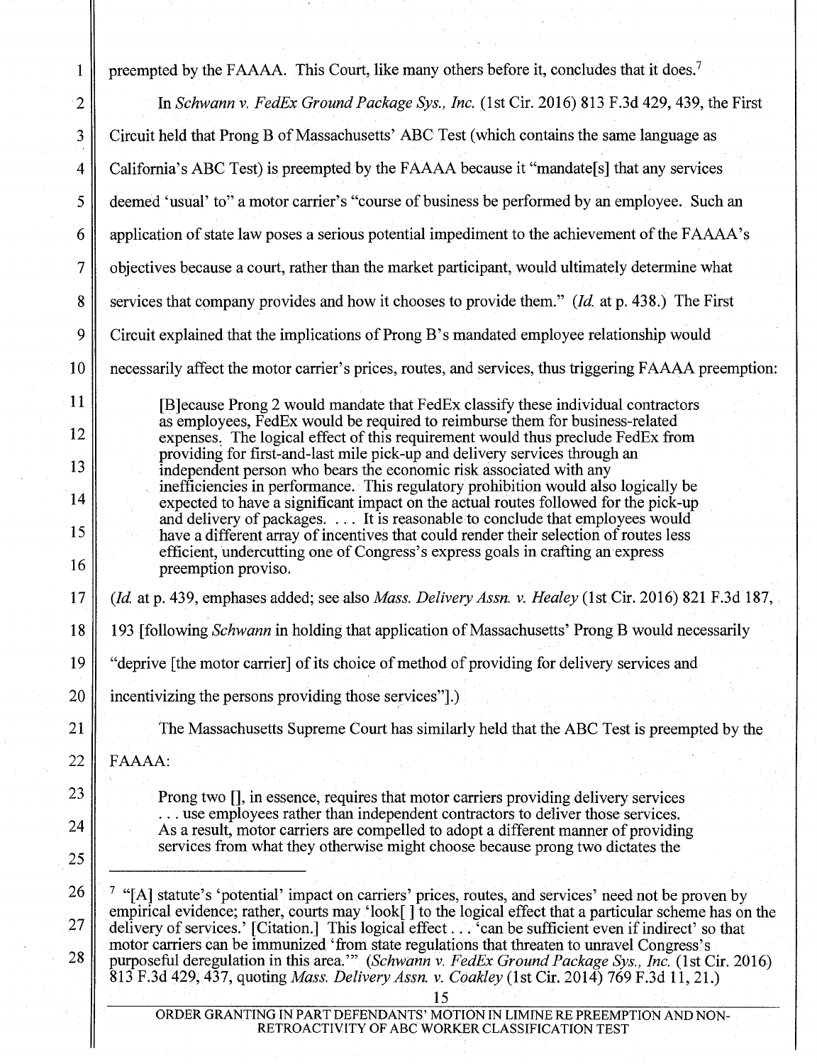preempted by the FAAAA. This Court, like many others before it, concludes that it does.[7]

In *Schwann v. FedEx Ground Package Sys., Inc.* (1st Cir. 2016) 813 F.3d 429, 439, the First Circuit held that Prong B of Massachusetts' ABC Test (which contains the same language as California's ABC Test) is preempted by the FAAAA because it "mandate[s] that any services deemed 'usual' to" a motor carrier's "course of business be performed by an employee. Such an application of state law poses a serious potential impediment to the achievement of the FAAAA's objectives because a court, rather than the market participant, would ultimately determine what services that company provides and how it chooses to provide them." (*Id.* at p. 438.) The First Circuit explained that the implications of Prong B's mandated employee relationship would necessarily affect the motor carrier's prices, routes, and services, thus triggering FAAAA preemption:

> [B]ecause Prong 2 would mandate that FedEx classify these individual contractors as employees, FedEx would be required to reimburse them for business-related expenses. The logical effect of this requirement would thus preclude FedEx from providing for first-and-last mile pick-up and delivery services through an independent person who bears the economic risk associated with any inefficiencies in performance. This regulatory prohibition would also logically be expected to have a significant impact on the actual routes followed for the pick-up and delivery of packages. . . . It is reasonable to conclude that employees would have a different array of incentives that could render their selection of routes less efficient, undercutting one of Congress's express goals in crafting an express preemption proviso.

(*Id.* at p. 439, emphases added; see also *Mass. Delivery Assn. v. Healey* (1st Cir. 2016) 821 F.3d 187, 193 [following *Schwann* in holding that application of Massachusetts' Prong B would necessarily "deprive [the motor carrier] of its choice of method of providing for delivery services and incentivizing the persons providing those services"].)

The Massachusetts Supreme Court has similarly held that the ABC Test is preempted by the FAAAA:

> Prong two [], in essence, requires that motor carriers providing delivery services . . . use employees rather than independent contractors to deliver those services. As a result, motor carriers are compelled to adopt a different manner of providing services from what they otherwise might choose because prong two dictates the

---

[7] "[A] statute's 'potential' impact on carriers' prices, routes, and services' need not be proven by empirical evidence; rather, courts may 'look[ ] to the logical effect that a particular scheme has on the delivery of services.' [Citation.] This logical effect . . . 'can be sufficient even if indirect' so that motor carriers can be immunized 'from state regulations that threaten to unravel Congress's purposeful deregulation in this area.'" (*Schwann v. FedEx Ground Package Sys., Inc.* (1st Cir. 2016) 813 F.3d 429, 437, quoting *Mass. Delivery Assn. v. Coakley* (1st Cir. 2014) 769 F.3d 11, 21.)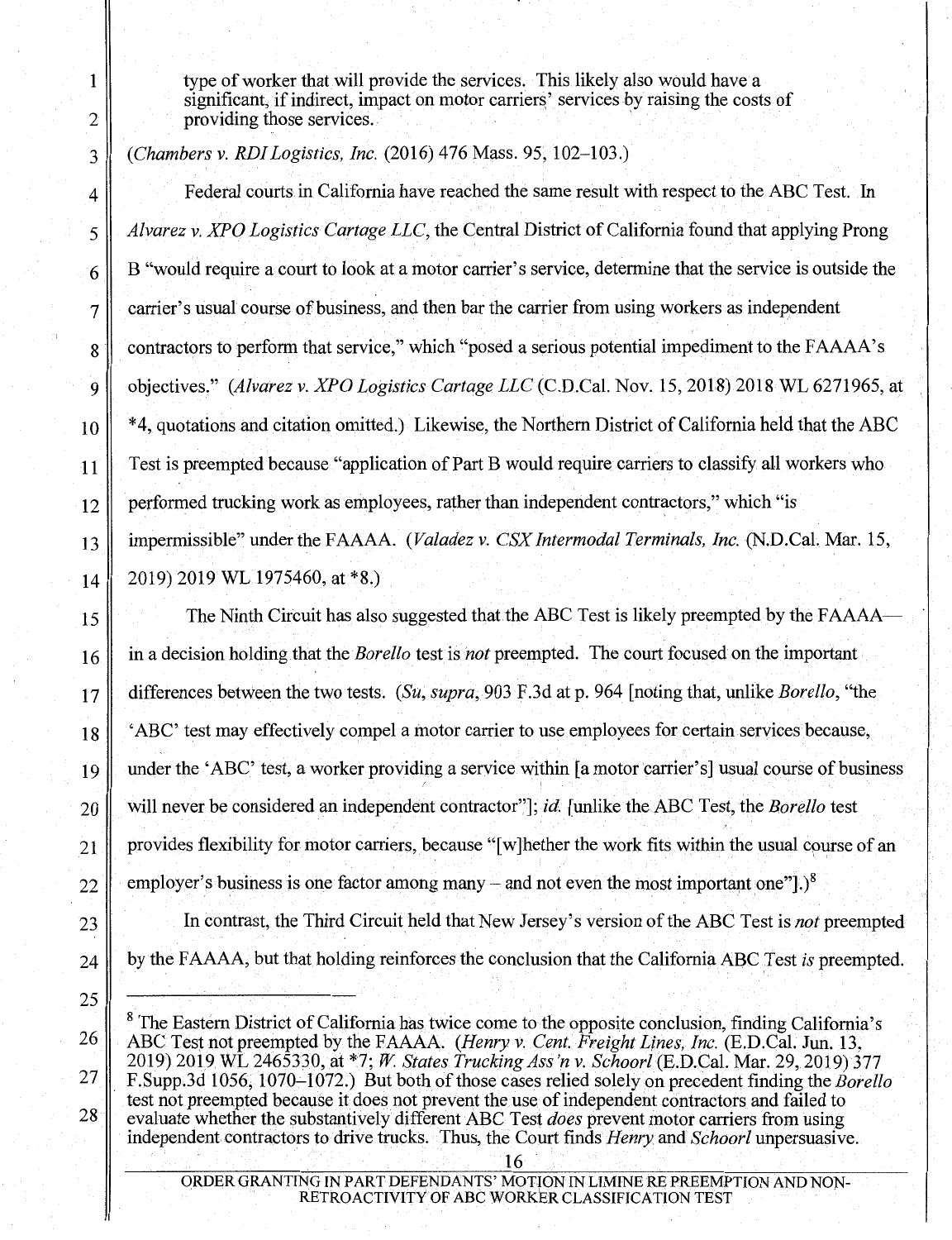type of worker that will provide the services. This likely also would have a significant, if indirect, impact on motor carriers' services by raising the costs of providing those services.

(*Chambers v. RDI Logistics, Inc.* (2016) 476 Mass. 95, 102–103.)

Federal courts in California have reached the same result with respect to the ABC Test. In *Alvarez v. XPO Logistics Cartage LLC*, the Central District of California found that applying Prong B "would require a court to look at a motor carrier's service, determine that the service is outside the carrier's usual course of business, and then bar the carrier from using workers as independent contractors to perform that service," which "posed a serious potential impediment to the FAAAA's objectives." (*Alvarez v. XPO Logistics Cartage LLC* (C.D.Cal. Nov. 15, 2018) 2018 WL 6271965, at *4, quotations and citation omitted.) Likewise, the Northern District of California held that the ABC Test is preempted because "application of Part B would require carriers to classify all workers who performed trucking work as employees, rather than independent contractors," which "is impermissible" under the FAAAA. (*Valadez v. CSX Intermodal Terminals, Inc.* (N.D.Cal. Mar. 15, 2019) 2019 WL 1975460, at *8.)

The Ninth Circuit has also suggested that the ABC Test is likely preempted by the FAAAA—in a decision holding that the *Borello* test is *not* preempted. The court focused on the important differences between the two tests. (*Su*, *supra*, 903 F.3d at p. 964 [noting that, unlike *Borello*, "the 'ABC' test may effectively compel a motor carrier to use employees for certain services because, under the 'ABC' test, a worker providing a service within [a motor carrier's] usual course of business will never be considered an independent contractor"]; *id.* [unlike the ABC Test, the *Borello* test provides flexibility for motor carriers, because "[w]hether the work fits within the usual course of an employer's business is one factor among many – and not even the most important one"].)[8]

In contrast, the Third Circuit held that New Jersey's version of the ABC Test is *not* preempted by the FAAAA, but that holding reinforces the conclusion that the California ABC Test *is* preempted.

---

[8] The Eastern District of California has twice come to the opposite conclusion, finding California's ABC Test not preempted by the FAAAA. (*Henry v. Cent. Freight Lines, Inc.* (E.D.Cal. Jun. 13, 2019) 2019 WL 2465330, at *7; *W. States Trucking Ass'n v. Schoorl* (E.D.Cal. Mar. 29, 2019) 377 F.Supp.3d 1056, 1070–1072.) But both of those cases relied solely on precedent finding the *Borello* test not preempted because it does not prevent the use of independent contractors and failed to evaluate whether the substantively different ABC Test *does* prevent motor carriers from using independent contractors to drive trucks. Thus, the Court finds *Henry* and *Schoorl* unpersuasive.

ORDER GRANTING IN PART DEFENDANTS' MOTION IN LIMINE RE PREEMPTION AND NON-RETROACTIVITY OF ABC WORKER CLASSIFICATION TEST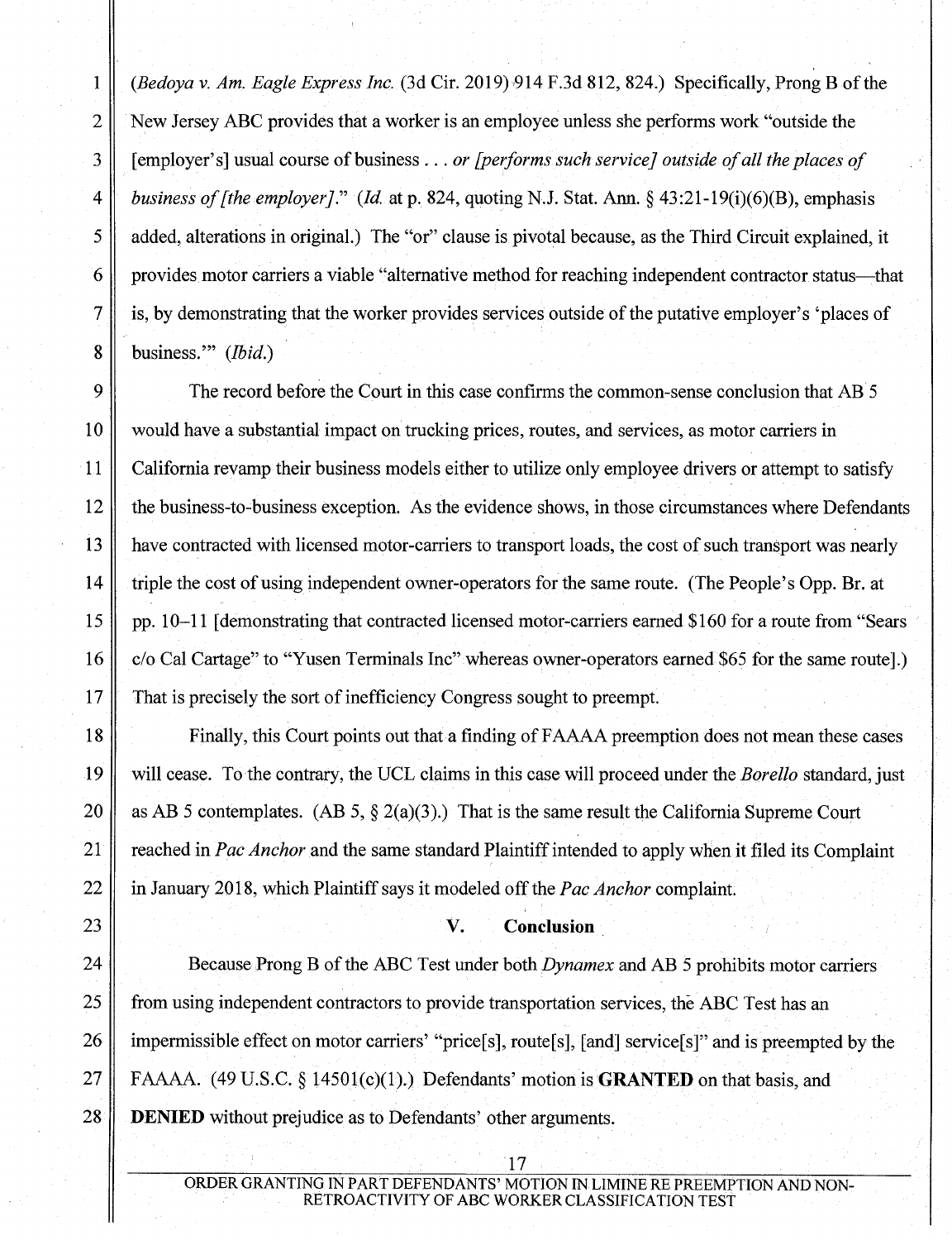(*Bedoya v. Am. Eagle Express Inc.* (3d Cir. 2019) 914 F.3d 812, 824.) Specifically, Prong B of the New Jersey ABC provides that a worker is an employee unless she performs work "outside the [employer's] usual course of business . . . *or [performs such service] outside of all the places of business of [the employer]*." (*Id.* at p. 824, quoting N.J. Stat. Ann. § 43:21-19(i)(6)(B), emphasis added, alterations in original.) The "or" clause is pivotal because, as the Third Circuit explained, it provides motor carriers a viable "alternative method for reaching independent contractor status—that is, by demonstrating that the worker provides services outside of the putative employer's 'places of business.'" (*Ibid.*)

The record before the Court in this case confirms the common-sense conclusion that AB 5 would have a substantial impact on trucking prices, routes, and services, as motor carriers in California revamp their business models either to utilize only employee drivers or attempt to satisfy the business-to-business exception. As the evidence shows, in those circumstances where Defendants have contracted with licensed motor-carriers to transport loads, the cost of such transport was nearly triple the cost of using independent owner-operators for the same route. (The People's Opp. Br. at pp. 10–11 [demonstrating that contracted licensed motor-carriers earned $160 for a route from "Sears c/o Cal Cartage" to "Yusen Terminals Inc" whereas owner-operators earned $65 for the same route].) That is precisely the sort of inefficiency Congress sought to preempt.

Finally, this Court points out that a finding of FAAAA preemption does not mean these cases will cease. To the contrary, the UCL claims in this case will proceed under the *Borello* standard, just as AB 5 contemplates. (AB 5, § 2(a)(3).) That is the same result the California Supreme Court reached in *Pac Anchor* and the same standard Plaintiff intended to apply when it filed its Complaint in January 2018, which Plaintiff says it modeled off the *Pac Anchor* complaint.

## V. Conclusion

Because Prong B of the ABC Test under both *Dynamex* and AB 5 prohibits motor carriers from using independent contractors to provide transportation services, the ABC Test has an impermissible effect on motor carriers' "price[s], route[s], [and] service[s]" and is preempted by the FAAAA. (49 U.S.C. § 14501(c)(1).) Defendants' motion is **GRANTED** on that basis, and **DENIED** without prejudice as to Defendants' other arguments.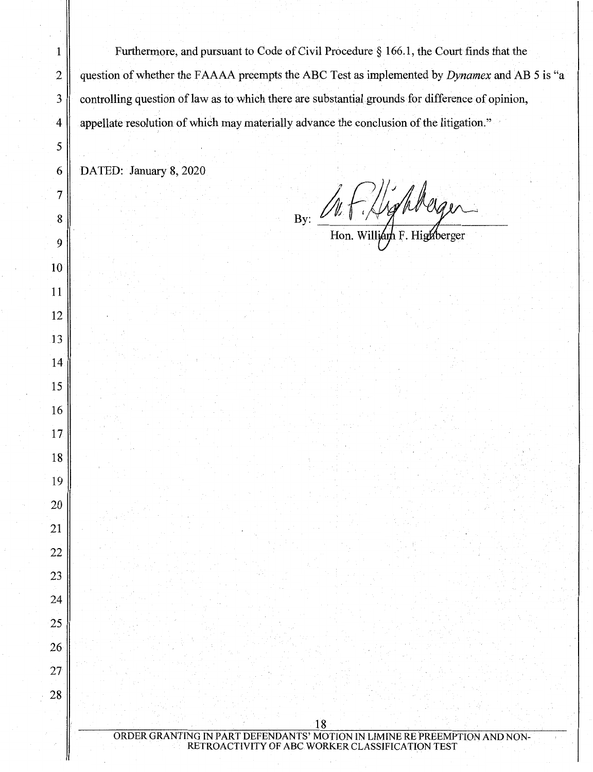Furthermore, and pursuant to Code of Civil Procedure § 166.1, the Court finds that the question of whether the FAAAA preempts the ABC Test as implemented by *Dynamex* and AB 5 is "a controlling question of law as to which there are substantial grounds for difference of opinion, appellate resolution of which may materially advance the conclusion of the litigation."

DATED: January 8, 2020

By: ______________________

Hon. William F. Highberger